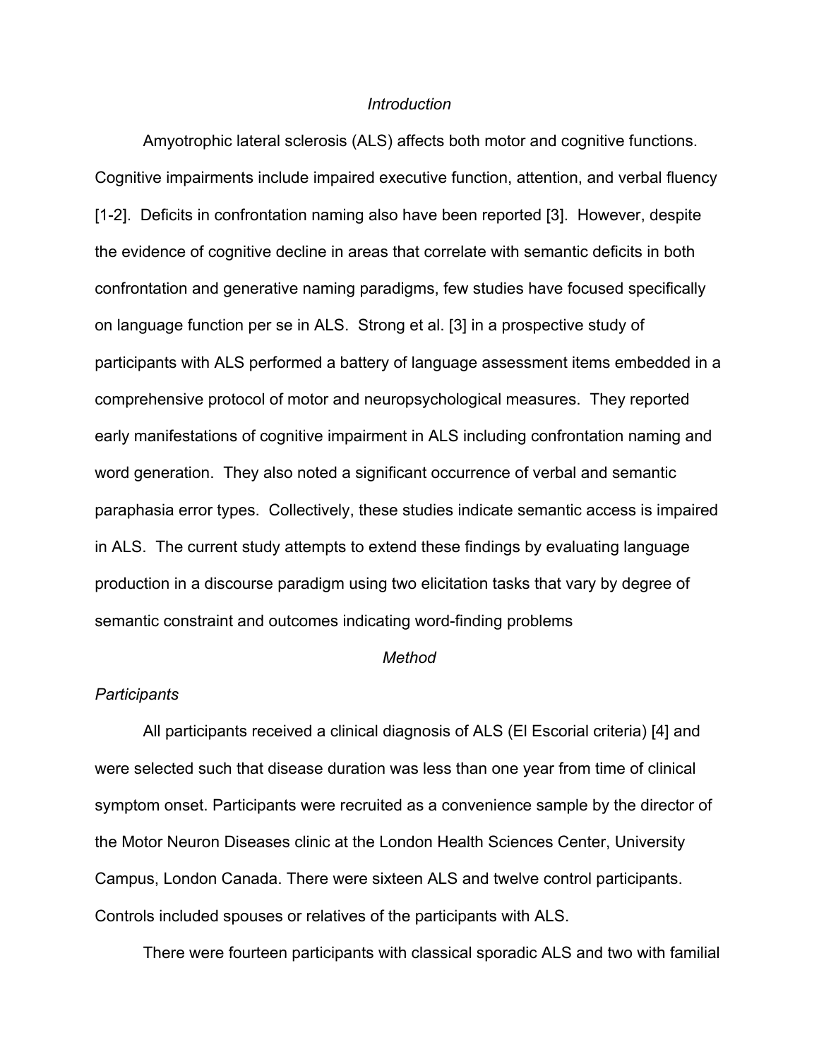## *Introduction*

Amyotrophic lateral sclerosis (ALS) affects both motor and cognitive functions. Cognitive impairments include impaired executive function, attention, and verbal fluency [1-2]. Deficits in confrontation naming also have been reported [3]. However, despite the evidence of cognitive decline in areas that correlate with semantic deficits in both confrontation and generative naming paradigms, few studies have focused specifically on language function per se in ALS. Strong et al. [3] in a prospective study of participants with ALS performed a battery of language assessment items embedded in a comprehensive protocol of motor and neuropsychological measures. They reported early manifestations of cognitive impairment in ALS including confrontation naming and word generation. They also noted a significant occurrence of verbal and semantic paraphasia error types. Collectively, these studies indicate semantic access is impaired in ALS. The current study attempts to extend these findings by evaluating language production in a discourse paradigm using two elicitation tasks that vary by degree of semantic constraint and outcomes indicating word-finding problems

## *Method*

### *Participants*

All participants received a clinical diagnosis of ALS (El Escorial criteria) [4] and were selected such that disease duration was less than one year from time of clinical symptom onset. Participants were recruited as a convenience sample by the director of the Motor Neuron Diseases clinic at the London Health Sciences Center, University Campus, London Canada. There were sixteen ALS and twelve control participants. Controls included spouses or relatives of the participants with ALS.

There were fourteen participants with classical sporadic ALS and two with familial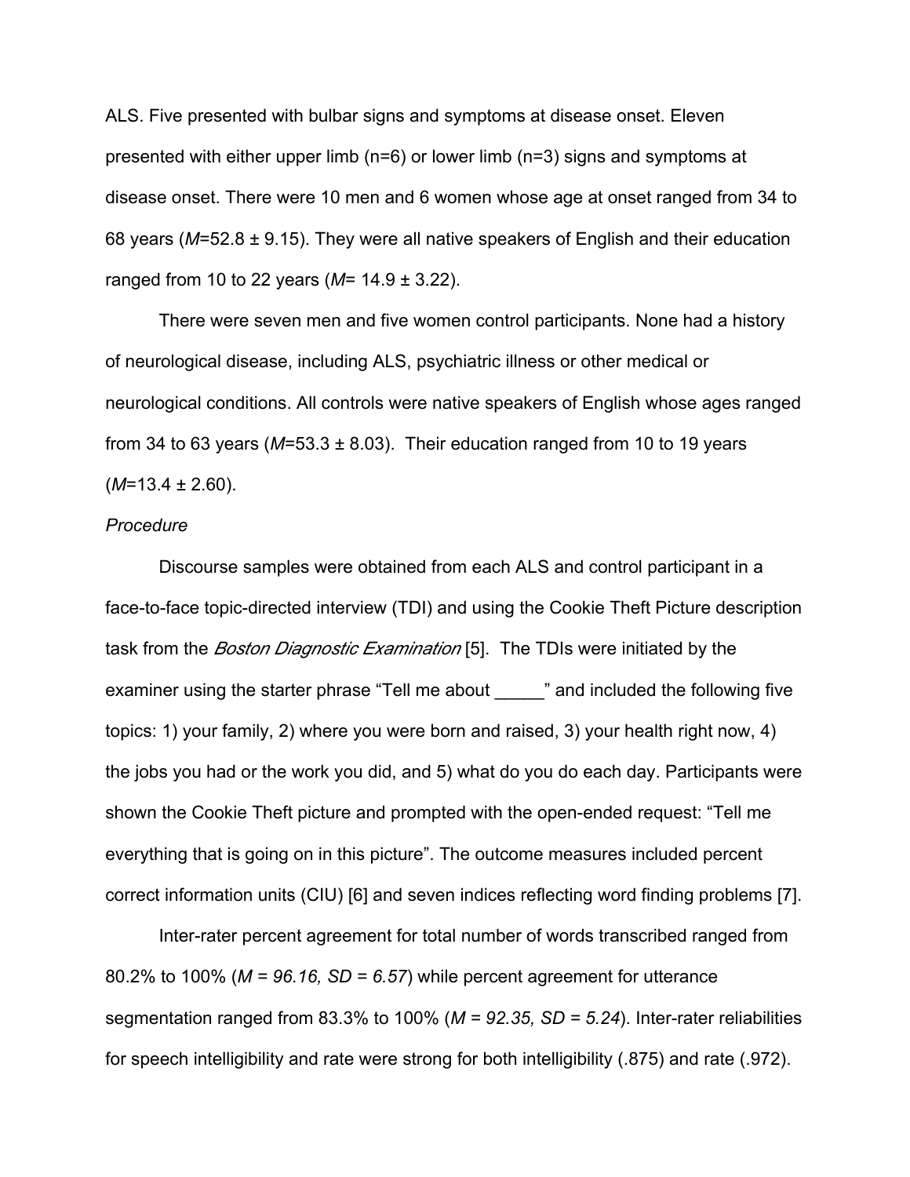ALS. Five presented with bulbar signs and symptoms at disease onset. Eleven presented with either upper limb (n=6) or lower limb (n=3) signs and symptoms at disease onset. There were 10 men and 6 women whose age at onset ranged from 34 to 68 years (*M*=52.8 ± 9.15). They were all native speakers of English and their education ranged from 10 to 22 years (*M*= 14.9 ± 3.22).

There were seven men and five women control participants. None had a history of neurological disease, including ALS, psychiatric illness or other medical or neurological conditions. All controls were native speakers of English whose ages ranged from 34 to 63 years (*M*=53.3 ± 8.03). Their education ranged from 10 to 19 years (*M*=13.4 ± 2.60).

*Procedure*

Discourse samples were obtained from each ALS and control participant in a face-to-face topic-directed interview (TDI) and using the Cookie Theft Picture description task from the *Boston Diagnostic Examination* [5]. The TDIs were initiated by the examiner using the starter phrase "Tell me about _____" and included the following five topics: 1) your family, 2) where you were born and raised, 3) your health right now, 4) the jobs you had or the work you did, and 5) what do you do each day. Participants were shown the Cookie Theft picture and prompted with the open-ended request: "Tell me everything that is going on in this picture". The outcome measures included percent correct information units (CIU) [6] and seven indices reflecting word finding problems [7].

Inter-rater percent agreement for total number of words transcribed ranged from 80.2% to 100% (*M = 96.16, SD = 6.57*) while percent agreement for utterance segmentation ranged from 83.3% to 100% (*M = 92.35, SD = 5.24*). Inter-rater reliabilities for speech intelligibility and rate were strong for both intelligibility (.875) and rate (.972).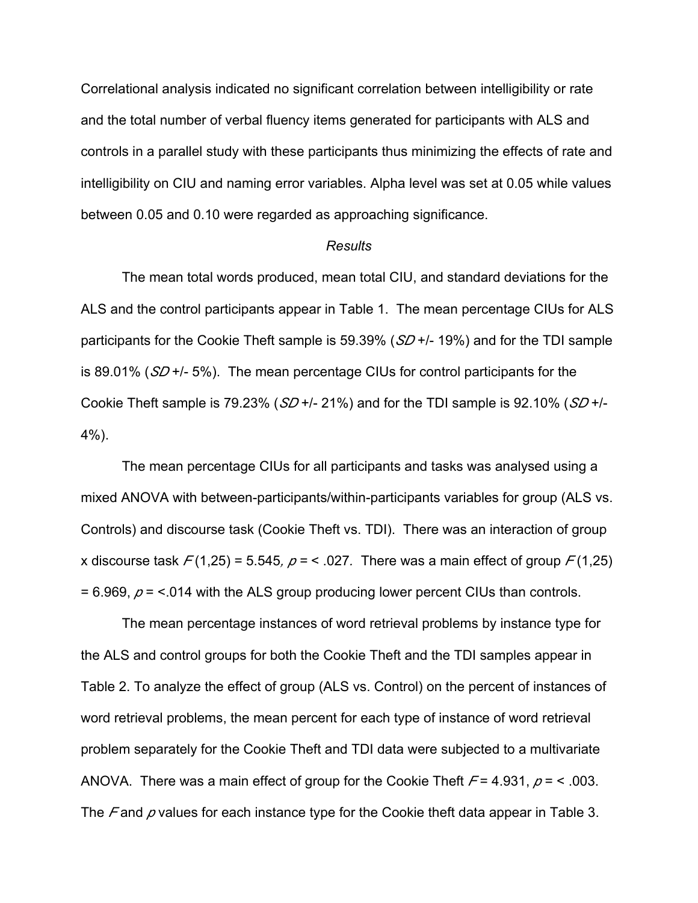Correlational analysis indicated no significant correlation between intelligibility or rate and the total number of verbal fluency items generated for participants with ALS and controls in a parallel study with these participants thus minimizing the effects of rate and intelligibility on CIU and naming error variables. Alpha level was set at 0.05 while values between 0.05 and 0.10 were regarded as approaching significance.

### *Results*

The mean total words produced, mean total CIU, and standard deviations for the ALS and the control participants appear in Table 1. The mean percentage CIUs for ALS participants for the Cookie Theft sample is 59.39% (*SD* +/- 19%) and for the TDI sample is 89.01% (*SD* +/- 5%). The mean percentage CIUs for control participants for the Cookie Theft sample is 79.23% (*SD* +/- 21%) and for the TDI sample is 92.10% (*SD* +/- 4%).

The mean percentage CIUs for all participants and tasks was analysed using a mixed ANOVA with between-participants/within-participants variables for group (ALS vs. Controls) and discourse task (Cookie Theft vs. TDI). There was an interaction of group x discourse task $F(1,25) = 5.545$, $p = < .027$. There was a main effect of group $F(1,25) = 6.969$, $p = <.014$ with the ALS group producing lower percent CIUs than controls.

The mean percentage instances of word retrieval problems by instance type for the ALS and control groups for both the Cookie Theft and the TDI samples appear in Table 2. To analyze the effect of group (ALS vs. Control) on the percent of instances of word retrieval problems, the mean percent for each type of instance of word retrieval problem separately for the Cookie Theft and TDI data were subjected to a multivariate ANOVA. There was a main effect of group for the Cookie Theft $F = 4.931$, $p = < .003$. The $F$ and $p$ values for each instance type for the Cookie theft data appear in Table 3.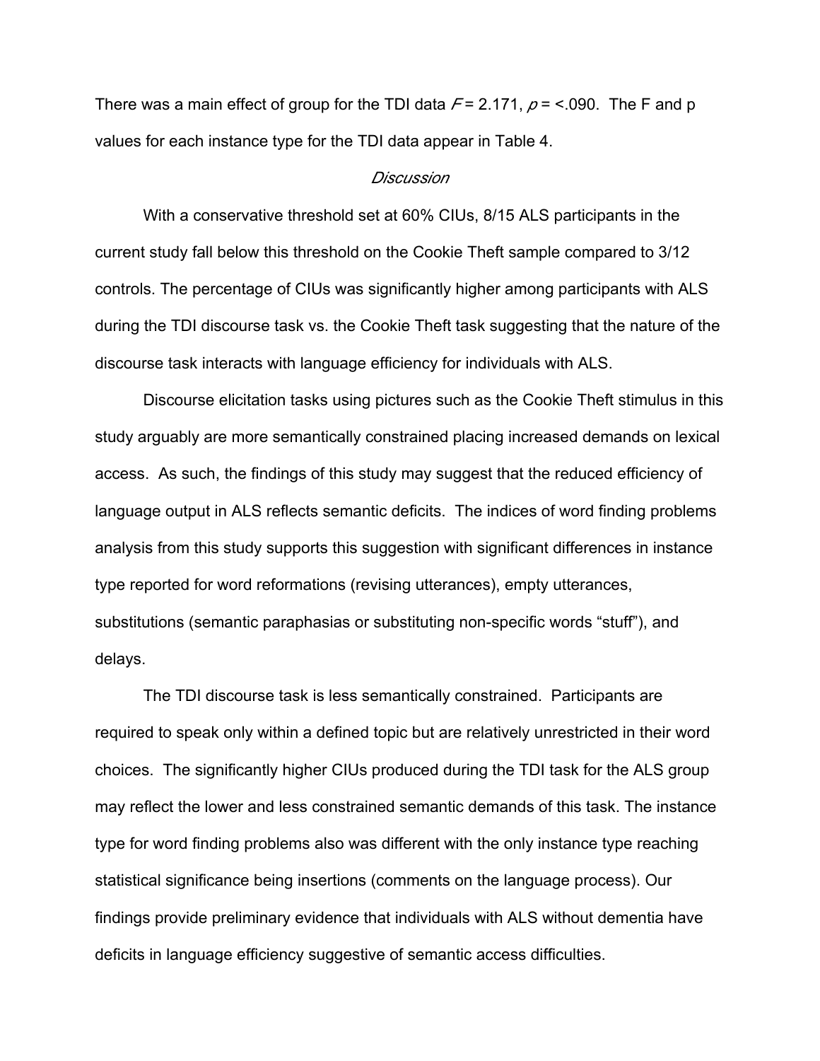There was a main effect of group for the TDI data $F = 2.171$, $p = <.090$. The F and p values for each instance type for the TDI data appear in Table 4.

## *Discussion*

With a conservative threshold set at 60% CIUs, 8/15 ALS participants in the current study fall below this threshold on the Cookie Theft sample compared to 3/12 controls. The percentage of CIUs was significantly higher among participants with ALS during the TDI discourse task vs. the Cookie Theft task suggesting that the nature of the discourse task interacts with language efficiency for individuals with ALS.

Discourse elicitation tasks using pictures such as the Cookie Theft stimulus in this study arguably are more semantically constrained placing increased demands on lexical access. As such, the findings of this study may suggest that the reduced efficiency of language output in ALS reflects semantic deficits. The indices of word finding problems analysis from this study supports this suggestion with significant differences in instance type reported for word reformations (revising utterances), empty utterances, substitutions (semantic paraphasias or substituting non-specific words "stuff"), and delays.

The TDI discourse task is less semantically constrained. Participants are required to speak only within a defined topic but are relatively unrestricted in their word choices. The significantly higher CIUs produced during the TDI task for the ALS group may reflect the lower and less constrained semantic demands of this task. The instance type for word finding problems also was different with the only instance type reaching statistical significance being insertions (comments on the language process). Our findings provide preliminary evidence that individuals with ALS without dementia have deficits in language efficiency suggestive of semantic access difficulties.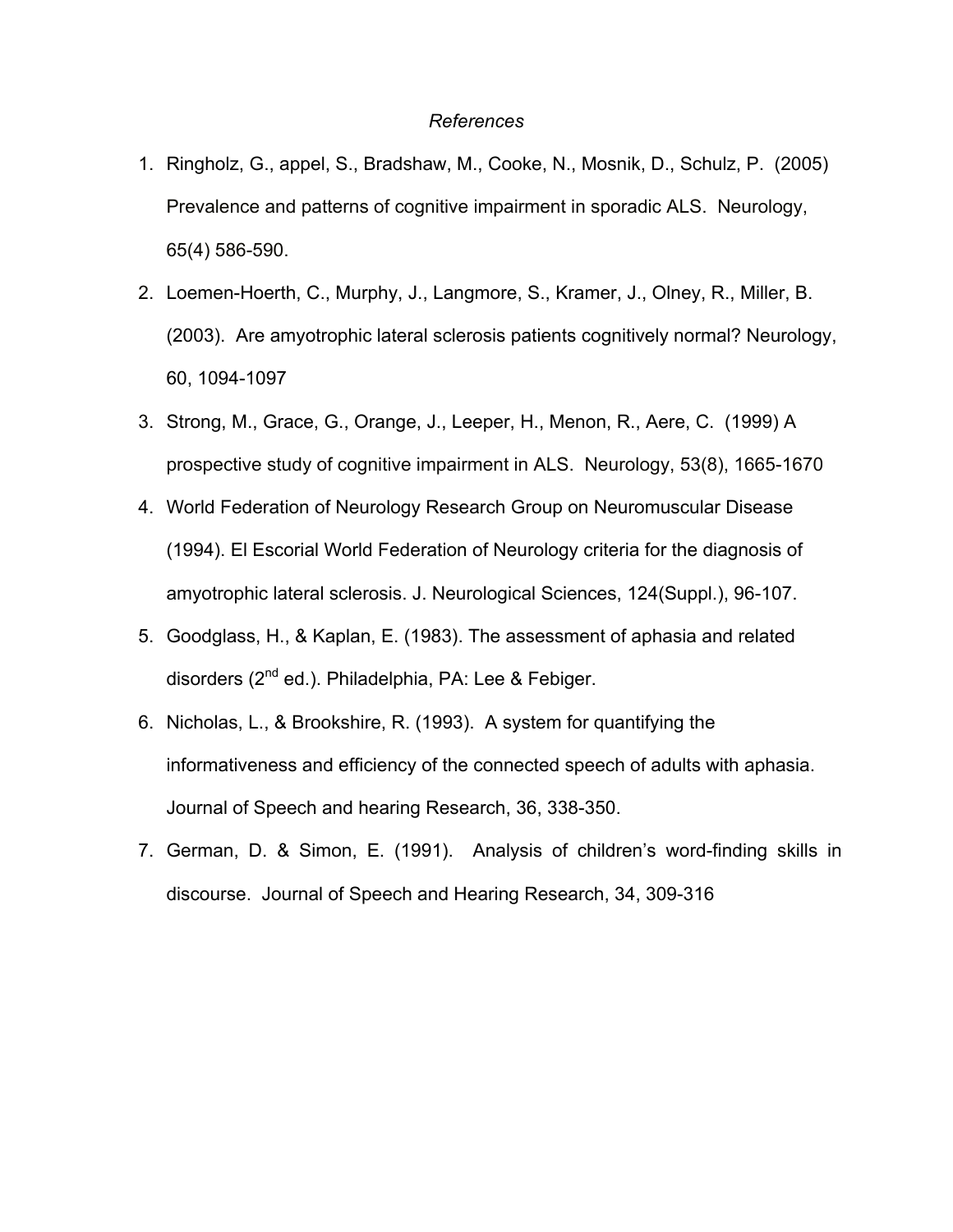*References*

1. Ringholz, G., appel, S., Bradshaw, M., Cooke, N., Mosnik, D., Schulz, P. (2005) Prevalence and patterns of cognitive impairment in sporadic ALS. Neurology, 65(4) 586-590.
2. Loemen-Hoerth, C., Murphy, J., Langmore, S., Kramer, J., Olney, R., Miller, B. (2003). Are amyotrophic lateral sclerosis patients cognitively normal? Neurology, 60, 1094-1097
3. Strong, M., Grace, G., Orange, J., Leeper, H., Menon, R., Aere, C. (1999) A prospective study of cognitive impairment in ALS. Neurology, 53(8), 1665-1670
4. World Federation of Neurology Research Group on Neuromuscular Disease (1994). El Escorial World Federation of Neurology criteria for the diagnosis of amyotrophic lateral sclerosis. J. Neurological Sciences, 124(Suppl.), 96-107.
5. Goodglass, H., & Kaplan, E. (1983). The assessment of aphasia and related disorders (2nd ed.). Philadelphia, PA: Lee & Febiger.
6. Nicholas, L., & Brookshire, R. (1993). A system for quantifying the informativeness and efficiency of the connected speech of adults with aphasia. Journal of Speech and hearing Research, 36, 338-350.
7. German, D. & Simon, E. (1991). Analysis of children's word-finding skills in discourse. Journal of Speech and Hearing Research, 34, 309-316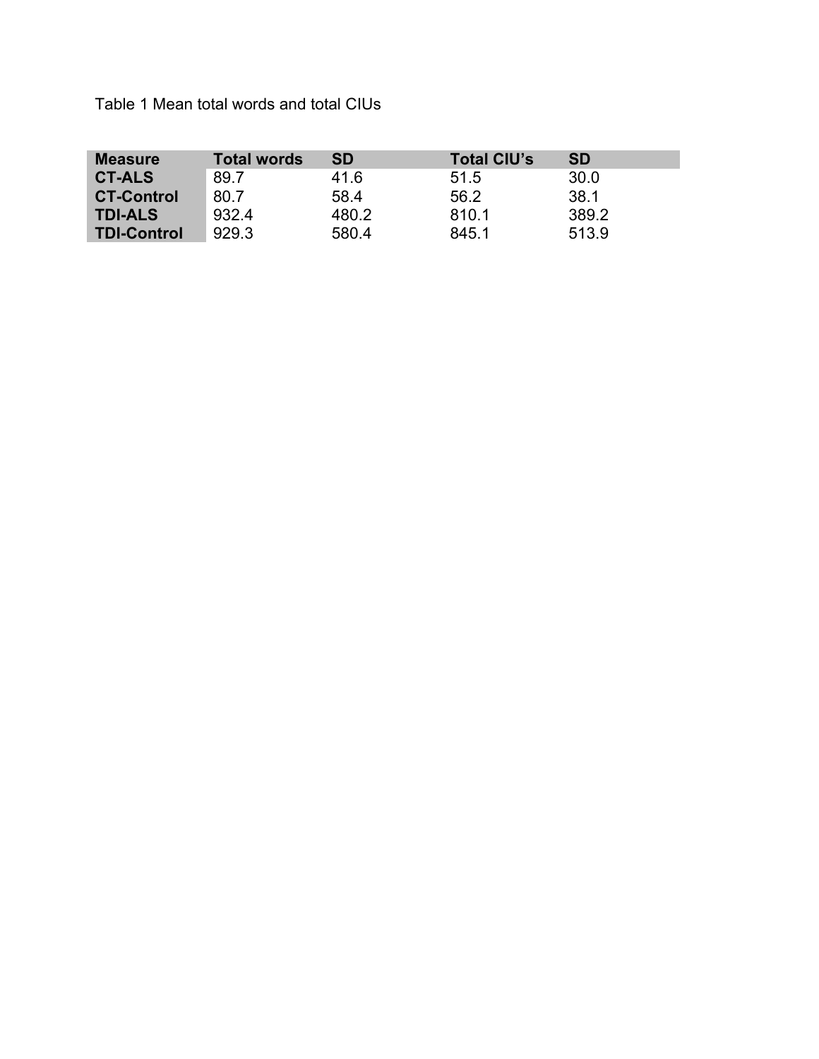Table 1 Mean total words and total CIUs

| Measure | Total words | SD | Total CIU's | SD |
|---|---|---|---|---|
| **CT-ALS** | 89.7 | 41.6 | 51.5 | 30.0 |
| **CT-Control** | 80.7 | 58.4 | 56.2 | 38.1 |
| **TDI-ALS** | 932.4 | 480.2 | 810.1 | 389.2 |
| **TDI-Control** | 929.3 | 580.4 | 845.1 | 513.9 |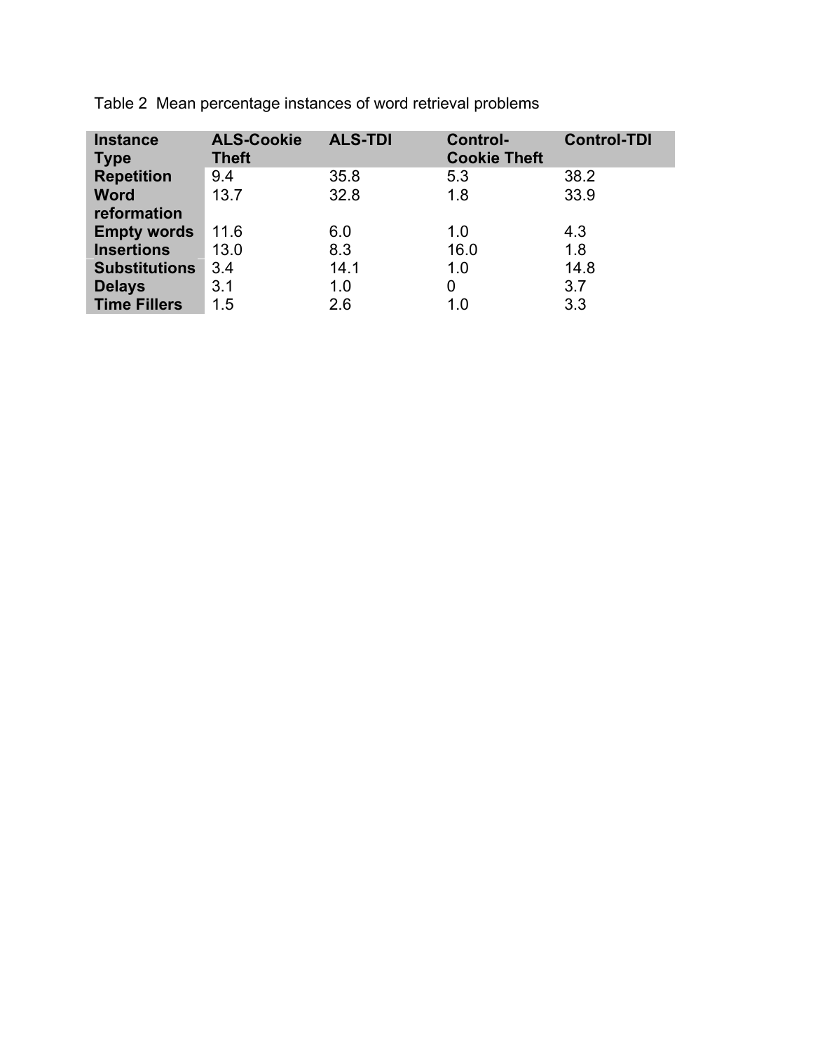Table 2 Mean percentage instances of word retrieval problems

| Instance Type | ALS-Cookie Theft | ALS-TDI | Control-Cookie Theft | Control-TDI |
|---|---|---|---|---|
| Repetition | 9.4 | 35.8 | 5.3 | 38.2 |
| Word reformation | 13.7 | 32.8 | 1.8 | 33.9 |
| Empty words | 11.6 | 6.0 | 1.0 | 4.3 |
| Insertions | 13.0 | 8.3 | 16.0 | 1.8 |
| Substitutions | 3.4 | 14.1 | 1.0 | 14.8 |
| Delays | 3.1 | 1.0 | 0 | 3.7 |
| Time Fillers | 1.5 | 2.6 | 1.0 | 3.3 |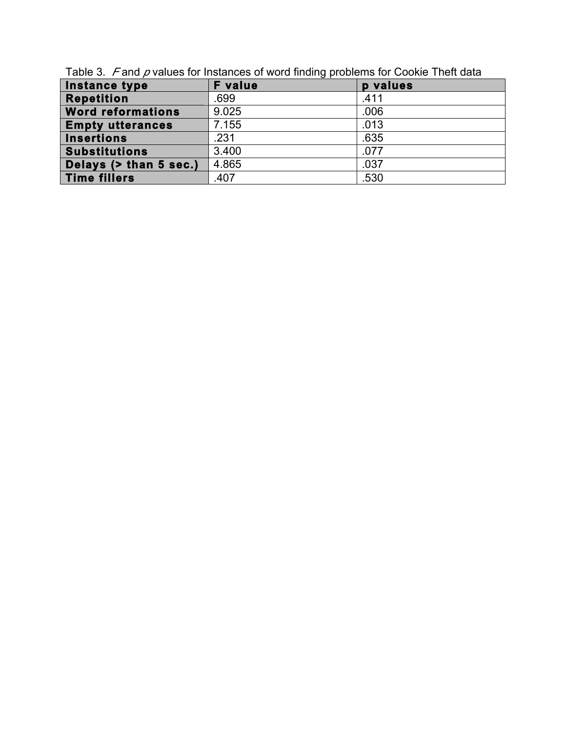Table 3. *F* and *p* values for Instances of word finding problems for Cookie Theft data

| Instance type | F value | p values |
|---|---|---|
| Repetition | .699 | .411 |
| Word reformations | 9.025 | .006 |
| Empty utterances | 7.155 | .013 |
| Insertions | .231 | .635 |
| Substitutions | 3.400 | .077 |
| Delays (> than 5 sec.) | 4.865 | .037 |
| Time fillers | .407 | .530 |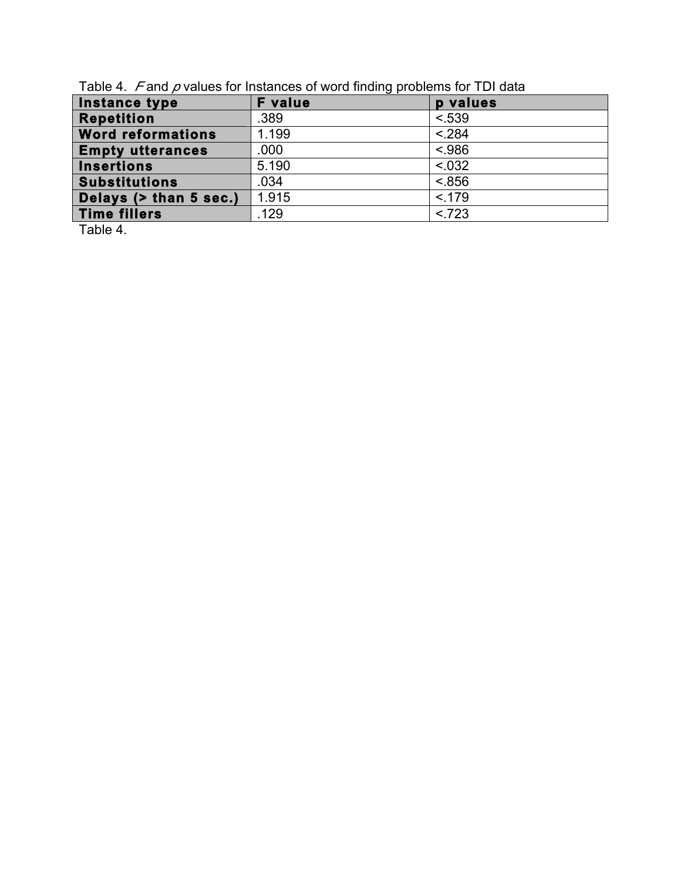Table 4. *F* and *p* values for Instances of word finding problems for TDI data

| Instance type | F value | p values |
|---|---|---|
| **Repetition** | .389 | <.539 |
| **Word reformations** | 1.199 | <.284 |
| **Empty utterances** | .000 | <.986 |
| **Insertions** | 5.190 | <.032 |
| **Substitutions** | .034 | <.856 |
| **Delays (> than 5 sec.)** | 1.915 | <.179 |
| **Time fillers** | .129 | <.723 |

Table 4.